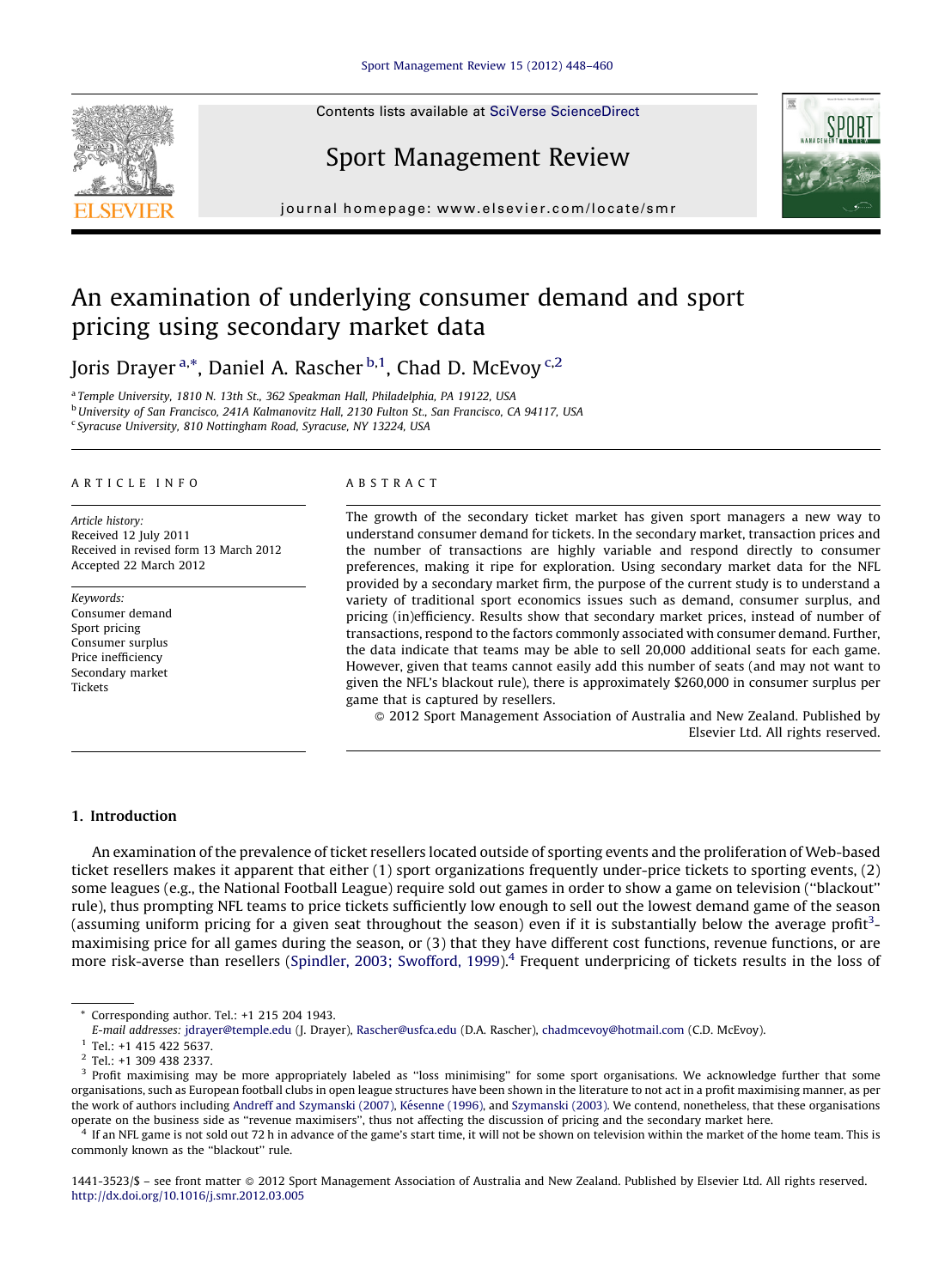Contents lists available at SciVerse ScienceDirect

# Sport Management Review

journal homepage: www.elsevier.com/locate/smr

# An examination of underlying consumer demand and sport pricing using secondary market data

Joris Drayer [a,*], Daniel A. Rascher [b,1], Chad D. McEvoy [c,2]

[a] Temple University, 1810 N. 13th St., 362 Speakman Hall, Philadelphia, PA 19122, USA
[b] University of San Francisco, 241A Kalmanovitz Hall, 2130 Fulton St., San Francisco, CA 94117, USA
[c] Syracuse University, 810 Nottingham Road, Syracuse, NY 13224, USA

## ARTICLE INFO

*Article history:*
Received 12 July 2011
Received in revised form 13 March 2012
Accepted 22 March 2012

*Keywords:*
Consumer demand
Sport pricing
Consumer surplus
Price inefficiency
Secondary market
Tickets

## ABSTRACT

The growth of the secondary ticket market has given sport managers a new way to understand consumer demand for tickets. In the secondary market, transaction prices and the number of transactions are highly variable and respond directly to consumer preferences, making it ripe for exploration. Using secondary market data for the NFL provided by a secondary market firm, the purpose of the current study is to understand a variety of traditional sport economics issues such as demand, consumer surplus, and pricing (in)efficiency. Results show that secondary market prices, instead of number of transactions, respond to the factors commonly associated with consumer demand. Further, the data indicate that teams may be able to sell 20,000 additional seats for each game. However, given that teams cannot easily add this number of seats (and may not want to given the NFL's blackout rule), there is approximately $260,000 in consumer surplus per game that is captured by resellers.

© 2012 Sport Management Association of Australia and New Zealand. Published by Elsevier Ltd. All rights reserved.

## 1. Introduction

An examination of the prevalence of ticket resellers located outside of sporting events and the proliferation of Web-based ticket resellers makes it apparent that either (1) sport organizations frequently under-price tickets to sporting events, (2) some leagues (e.g., the National Football League) require sold out games in order to show a game on television ("blackout" rule), thus prompting NFL teams to price tickets sufficiently low enough to sell out the lowest demand game of the season (assuming uniform pricing for a given seat throughout the season) even if it is substantially below the average profit[3]-maximising price for all games during the season, or (3) that they have different cost functions, revenue functions, or are more risk-averse than resellers (Spindler, 2003; Swofford, 1999).[4] Frequent underpricing of tickets results in the loss of

---

* Corresponding author. Tel.: +1 215 204 1943.
E-mail addresses: jdrayer@temple.edu (J. Drayer), Rascher@usfca.edu (D.A. Rascher), chadmcevoy@hotmail.com (C.D. McEvoy).

[1] Tel.: +1 415 422 5637.

[2] Tel.: +1 309 438 2337.

[3] Profit maximising may be more appropriately labeled as "loss minimising" for some sport organisations. We acknowledge further that some organisations, such as European football clubs in open league structures have been shown in the literature to not act in a profit maximising manner, as per the work of authors including Andreff and Szymanski (2007), Késenne (1996), and Szymanski (2003). We contend, nonetheless, that these organisations operate on the business side as "revenue maximisers", thus not affecting the discussion of pricing and the secondary market here.

[4] If an NFL game is not sold out 72 h in advance of the game's start time, it will not be shown on television within the market of the home team. This is commonly known as the "blackout" rule.

1441-3523/$ – see front matter © 2012 Sport Management Association of Australia and New Zealand. Published by Elsevier Ltd. All rights reserved.
http://dx.doi.org/10.1016/j.smr.2012.03.005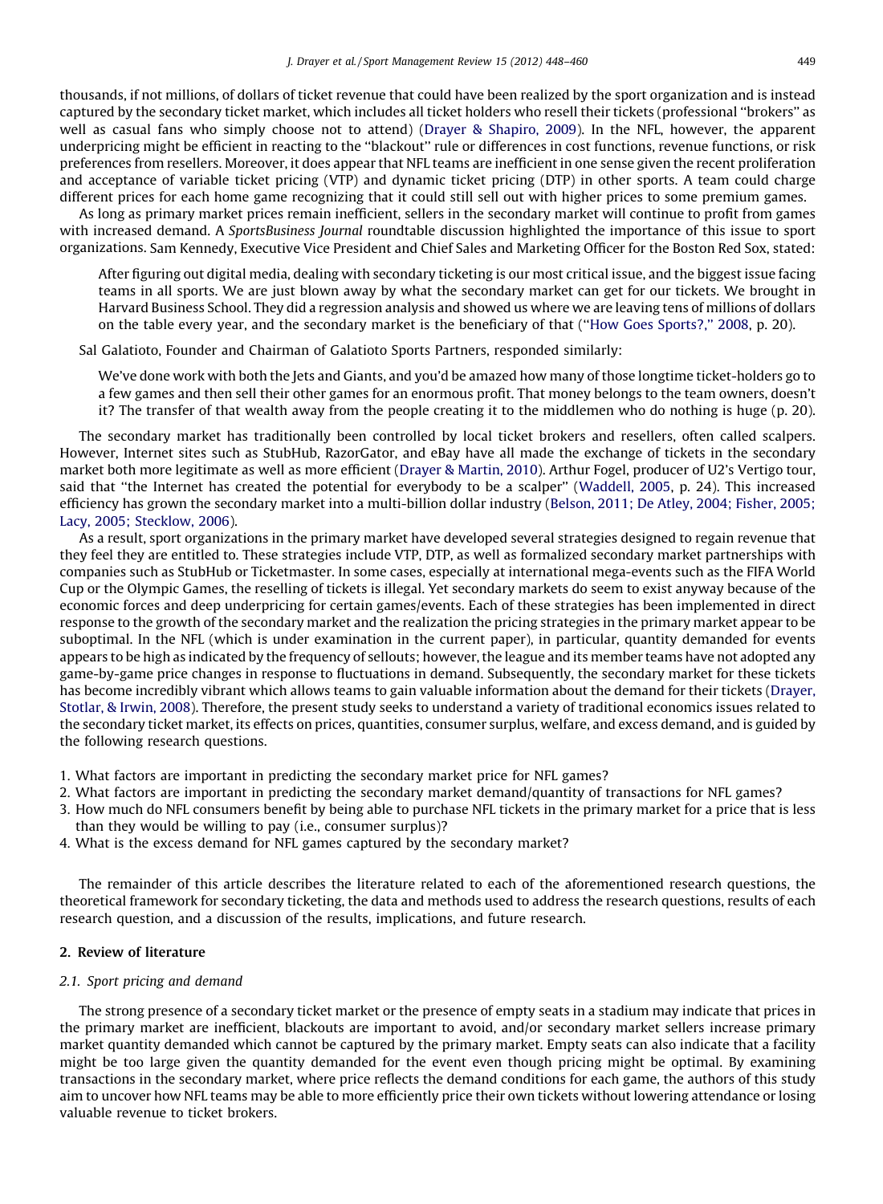thousands, if not millions, of dollars of ticket revenue that could have been realized by the sport organization and is instead captured by the secondary ticket market, which includes all ticket holders who resell their tickets (professional ''brokers'' as well as casual fans who simply choose not to attend) (Drayer & Shapiro, 2009). In the NFL, however, the apparent underpricing might be efficient in reacting to the ''blackout'' rule or differences in cost functions, revenue functions, or risk preferences from resellers. Moreover, it does appear that NFL teams are inefficient in one sense given the recent proliferation and acceptance of variable ticket pricing (VTP) and dynamic ticket pricing (DTP) in other sports. A team could charge different prices for each home game recognizing that it could still sell out with higher prices to some premium games.

As long as primary market prices remain inefficient, sellers in the secondary market will continue to profit from games with increased demand. A *SportsBusiness Journal* roundtable discussion highlighted the importance of this issue to sport organizations. Sam Kennedy, Executive Vice President and Chief Sales and Marketing Officer for the Boston Red Sox, stated:

> After figuring out digital media, dealing with secondary ticketing is our most critical issue, and the biggest issue facing teams in all sports. We are just blown away by what the secondary market can get for our tickets. We brought in Harvard Business School. They did a regression analysis and showed us where we are leaving tens of millions of dollars on the table every year, and the secondary market is the beneficiary of that (''How Goes Sports?,'' 2008, p. 20).

Sal Galatioto, Founder and Chairman of Galatioto Sports Partners, responded similarly:

> We've done work with both the Jets and Giants, and you'd be amazed how many of those longtime ticket-holders go to a few games and then sell their other games for an enormous profit. That money belongs to the team owners, doesn't it? The transfer of that wealth away from the people creating it to the middlemen who do nothing is huge (p. 20).

The secondary market has traditionally been controlled by local ticket brokers and resellers, often called scalpers. However, Internet sites such as StubHub, RazorGator, and eBay have all made the exchange of tickets in the secondary market both more legitimate as well as more efficient (Drayer & Martin, 2010). Arthur Fogel, producer of U2's Vertigo tour, said that ''the Internet has created the potential for everybody to be a scalper'' (Waddell, 2005, p. 24). This increased efficiency has grown the secondary market into a multi-billion dollar industry (Belson, 2011; De Atley, 2004; Fisher, 2005; Lacy, 2005; Stecklow, 2006).

As a result, sport organizations in the primary market have developed several strategies designed to regain revenue that they feel they are entitled to. These strategies include VTP, DTP, as well as formalized secondary market partnerships with companies such as StubHub or Ticketmaster. In some cases, especially at international mega-events such as the FIFA World Cup or the Olympic Games, the reselling of tickets is illegal. Yet secondary markets do seem to exist anyway because of the economic forces and deep underpricing for certain games/events. Each of these strategies has been implemented in direct response to the growth of the secondary market and the realization the pricing strategies in the primary market appear to be suboptimal. In the NFL (which is under examination in the current paper), in particular, quantity demanded for events appears to be high as indicated by the frequency of sellouts; however, the league and its member teams have not adopted any game-by-game price changes in response to fluctuations in demand. Subsequently, the secondary market for these tickets has become incredibly vibrant which allows teams to gain valuable information about the demand for their tickets (Drayer, Stotlar, & Irwin, 2008). Therefore, the present study seeks to understand a variety of traditional economics issues related to the secondary ticket market, its effects on prices, quantities, consumer surplus, welfare, and excess demand, and is guided by the following research questions.

1. What factors are important in predicting the secondary market price for NFL games?
2. What factors are important in predicting the secondary market demand/quantity of transactions for NFL games?
3. How much do NFL consumers benefit by being able to purchase NFL tickets in the primary market for a price that is less than they would be willing to pay (i.e., consumer surplus)?
4. What is the excess demand for NFL games captured by the secondary market?

The remainder of this article describes the literature related to each of the aforementioned research questions, the theoretical framework for secondary ticketing, the data and methods used to address the research questions, results of each research question, and a discussion of the results, implications, and future research.

## 2. Review of literature

### 2.1. Sport pricing and demand

The strong presence of a secondary ticket market or the presence of empty seats in a stadium may indicate that prices in the primary market are inefficient, blackouts are important to avoid, and/or secondary market sellers increase primary market quantity demanded which cannot be captured by the primary market. Empty seats can also indicate that a facility might be too large given the quantity demanded for the event even though pricing might be optimal. By examining transactions in the secondary market, where price reflects the demand conditions for each game, the authors of this study aim to uncover how NFL teams may be able to more efficiently price their own tickets without lowering attendance or losing valuable revenue to ticket brokers.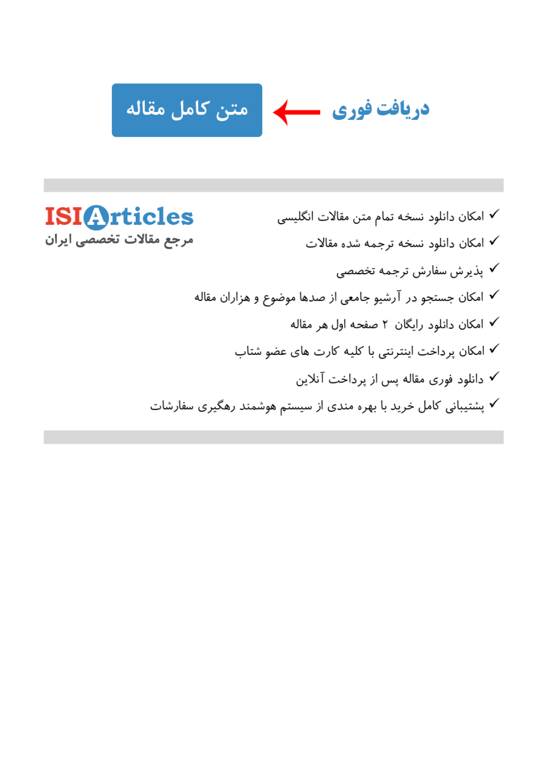دریافت فوری ← متن کامل مقاله

---

**ISIArticles**
مرجع مقالات تخصصی ایران

- ✓ امکان دانلود نسخه تمام متن مقالات انگلیسی
- ✓ امکان دانلود نسخه ترجمه شده مقالات
- ✓ پذیرش سفارش ترجمه تخصصی
- ✓ امکان جستجو در آرشیو جامعی از صدها موضوع و هزاران مقاله
- ✓ امکان دانلود رایگان ۲ صفحه اول هر مقاله
- ✓ امکان پرداخت اینترنتی با کلیه کارت های عضو شتاب
- ✓ دانلود فوری مقاله پس از پرداخت آنلاین
- ✓ پشتیبانی کامل خرید با بهره مندی از سیستم هوشمند رهگیری سفارشات

---